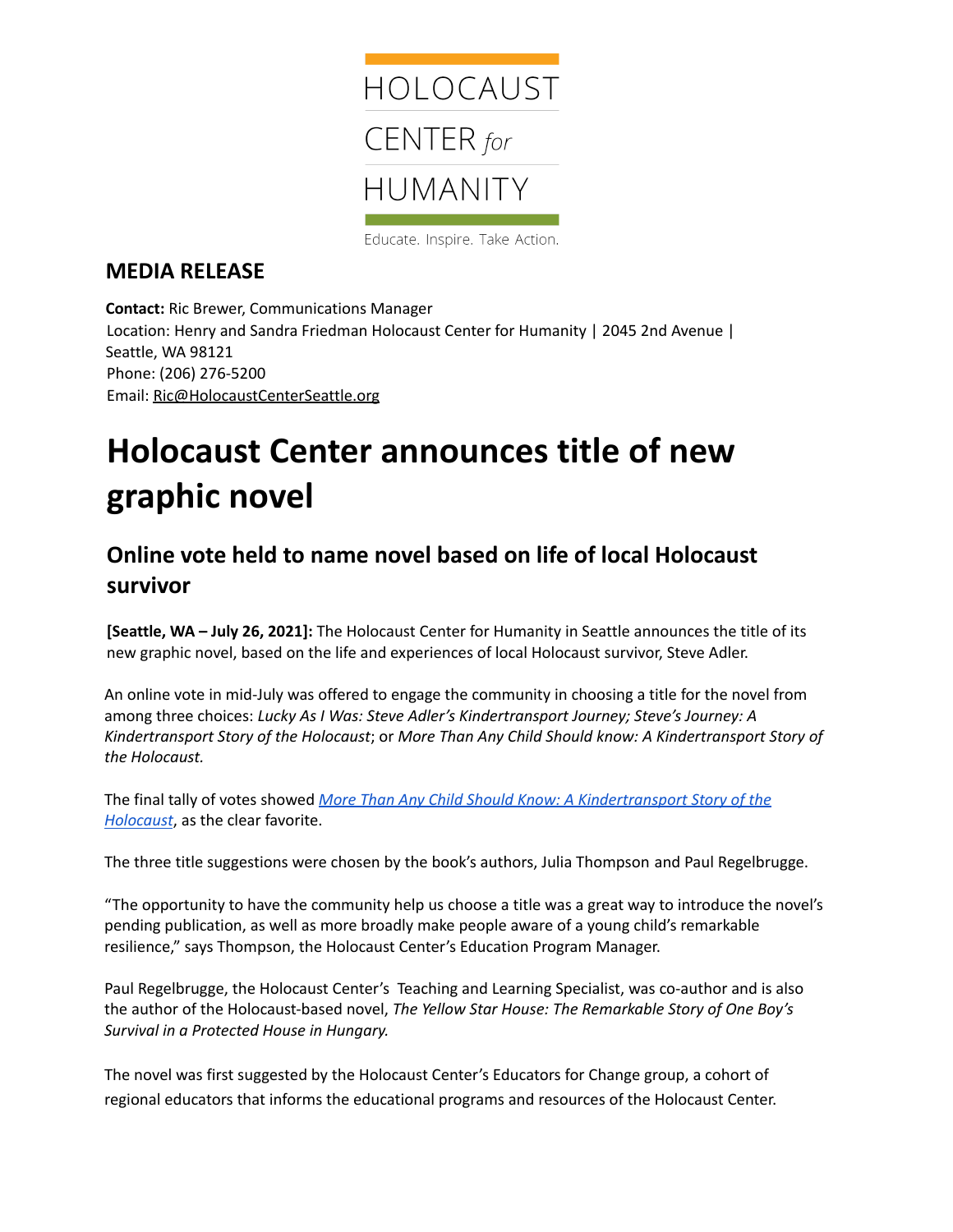HOLOCAUST CENTER *for* HUMANITY

Educate. Inspire. Take Action.

## MEDIA RELEASE

**Contact:** Ric Brewer, Communications Manager
Location: Henry and Sandra Friedman Holocaust Center for Humanity | 2045 2nd Avenue | Seattle, WA 98121
Phone: (206) 276-5200
Email: Ric@HolocaustCenterSeattle.org

# Holocaust Center announces title of new graphic novel

## Online vote held to name novel based on life of local Holocaust survivor

**[Seattle, WA – July 26, 2021]:** The Holocaust Center for Humanity in Seattle announces the title of its new graphic novel, based on the life and experiences of local Holocaust survivor, Steve Adler.

An online vote in mid-July was offered to engage the community in choosing a title for the novel from among three choices: *Lucky As I Was: Steve Adler's Kindertransport Journey; Steve's Journey: A Kindertransport Story of the Holocaust*; or *More Than Any Child Should know: A Kindertransport Story of the Holocaust.*

The final tally of votes showed *More Than Any Child Should Know: A Kindertransport Story of the Holocaust*, as the clear favorite.

The three title suggestions were chosen by the book's authors, Julia Thompson and Paul Regelbrugge.

"The opportunity to have the community help us choose a title was a great way to introduce the novel's pending publication, as well as more broadly make people aware of a young child's remarkable resilience," says Thompson, the Holocaust Center's Education Program Manager.

Paul Regelbrugge, the Holocaust Center's Teaching and Learning Specialist, was co-author and is also the author of the Holocaust-based novel, *The Yellow Star House: The Remarkable Story of One Boy's Survival in a Protected House in Hungary.*

The novel was first suggested by the Holocaust Center's Educators for Change group, a cohort of regional educators that informs the educational programs and resources of the Holocaust Center.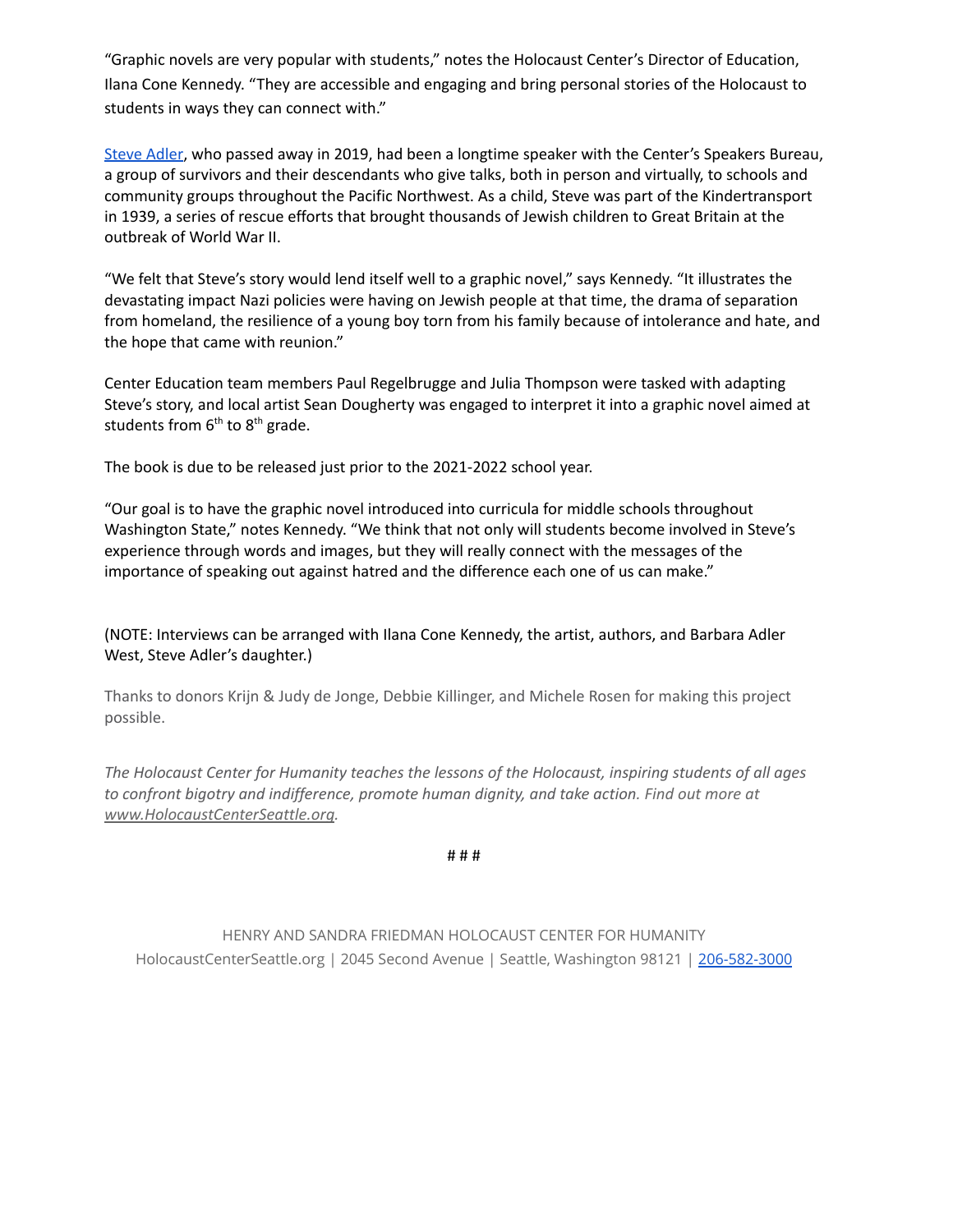"Graphic novels are very popular with students," notes the Holocaust Center's Director of Education, Ilana Cone Kennedy. "They are accessible and engaging and bring personal stories of the Holocaust to students in ways they can connect with."

[Steve Adler](), who passed away in 2019, had been a longtime speaker with the Center's Speakers Bureau, a group of survivors and their descendants who give talks, both in person and virtually, to schools and community groups throughout the Pacific Northwest. As a child, Steve was part of the Kindertransport in 1939, a series of rescue efforts that brought thousands of Jewish children to Great Britain at the outbreak of World War II.

"We felt that Steve's story would lend itself well to a graphic novel," says Kennedy. "It illustrates the devastating impact Nazi policies were having on Jewish people at that time, the drama of separation from homeland, the resilience of a young boy torn from his family because of intolerance and hate, and the hope that came with reunion."

Center Education team members Paul Regelbrugge and Julia Thompson were tasked with adapting Steve's story, and local artist Sean Dougherty was engaged to interpret it into a graphic novel aimed at students from 6th to 8th grade.

The book is due to be released just prior to the 2021-2022 school year.

"Our goal is to have the graphic novel introduced into curricula for middle schools throughout Washington State," notes Kennedy. "We think that not only will students become involved in Steve's experience through words and images, but they will really connect with the messages of the importance of speaking out against hatred and the difference each one of us can make."

(NOTE: Interviews can be arranged with Ilana Cone Kennedy, the artist, authors, and Barbara Adler West, Steve Adler's daughter.)

Thanks to donors Krijn & Judy de Jonge, Debbie Killinger, and Michele Rosen for making this project possible.

*The Holocaust Center for Humanity teaches the lessons of the Holocaust, inspiring students of all ages to confront bigotry and indifference, promote human dignity, and take action. Find out more at www.HolocaustCenterSeattle.org.*

# # #

HENRY AND SANDRA FRIEDMAN HOLOCAUST CENTER FOR HUMANITY
HolocaustCenterSeattle.org | 2045 Second Avenue | Seattle, Washington 98121 | 206-582-3000